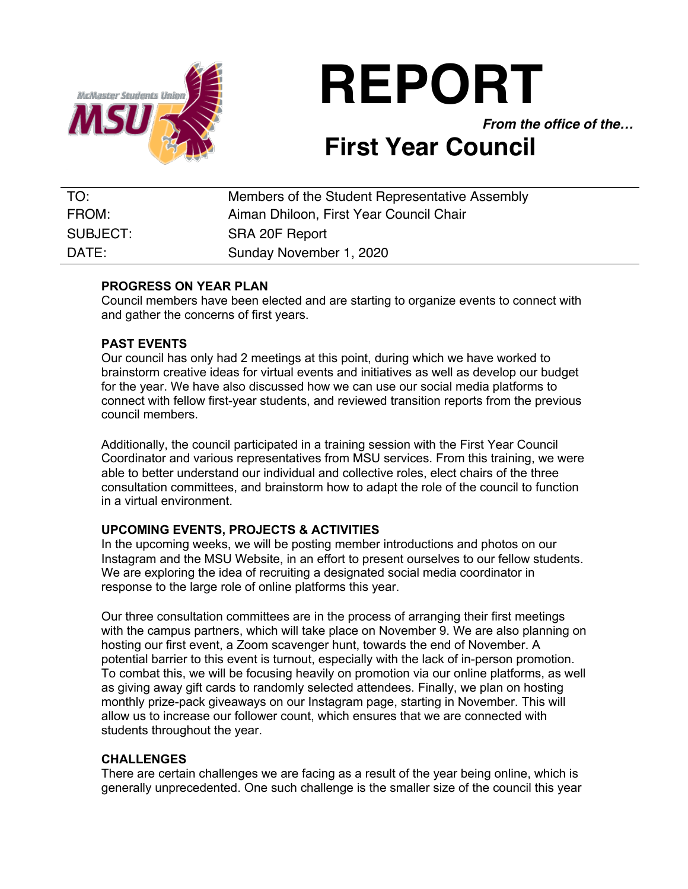# REPORT

***From the office of the…***

## First Year Council

| | |
|---|---|
| TO: | Members of the Student Representative Assembly |
| FROM: | Aiman Dhiloon, First Year Council Chair |
| SUBJECT: | SRA 20F Report |
| DATE: | Sunday November 1, 2020 |

**PROGRESS ON YEAR PLAN**

Council members have been elected and are starting to organize events to connect with and gather the concerns of first years.

**PAST EVENTS**

Our council has only had 2 meetings at this point, during which we have worked to brainstorm creative ideas for virtual events and initiatives as well as develop our budget for the year. We have also discussed how we can use our social media platforms to connect with fellow first-year students, and reviewed transition reports from the previous council members.

Additionally, the council participated in a training session with the First Year Council Coordinator and various representatives from MSU services. From this training, we were able to better understand our individual and collective roles, elect chairs of the three consultation committees, and brainstorm how to adapt the role of the council to function in a virtual environment.

**UPCOMING EVENTS, PROJECTS & ACTIVITIES**

In the upcoming weeks, we will be posting member introductions and photos on our Instagram and the MSU Website, in an effort to present ourselves to our fellow students. We are exploring the idea of recruiting a designated social media coordinator in response to the large role of online platforms this year.

Our three consultation committees are in the process of arranging their first meetings with the campus partners, which will take place on November 9. We are also planning on hosting our first event, a Zoom scavenger hunt, towards the end of November. A potential barrier to this event is turnout, especially with the lack of in-person promotion. To combat this, we will be focusing heavily on promotion via our online platforms, as well as giving away gift cards to randomly selected attendees. Finally, we plan on hosting monthly prize-pack giveaways on our Instagram page, starting in November. This will allow us to increase our follower count, which ensures that we are connected with students throughout the year.

**CHALLENGES**

There are certain challenges we are facing as a result of the year being online, which is generally unprecedented. One such challenge is the smaller size of the council this year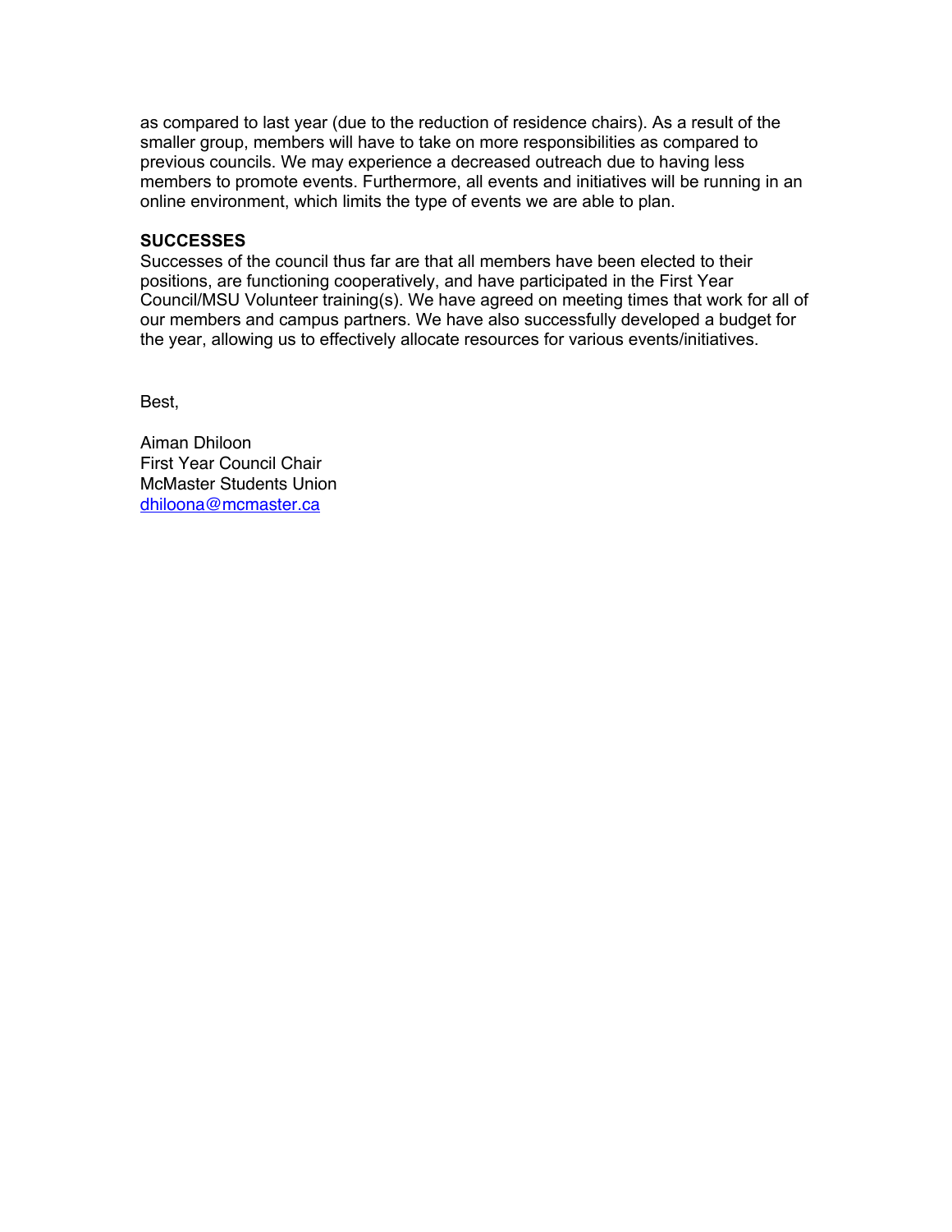as compared to last year (due to the reduction of residence chairs). As a result of the smaller group, members will have to take on more responsibilities as compared to previous councils. We may experience a decreased outreach due to having less members to promote events. Furthermore, all events and initiatives will be running in an online environment, which limits the type of events we are able to plan.

**SUCCESSES**

Successes of the council thus far are that all members have been elected to their positions, are functioning cooperatively, and have participated in the First Year Council/MSU Volunteer training(s). We have agreed on meeting times that work for all of our members and campus partners. We have also successfully developed a budget for the year, allowing us to effectively allocate resources for various events/initiatives.

Best,

Aiman Dhiloon
First Year Council Chair
McMaster Students Union
dhiloona@mcmaster.ca